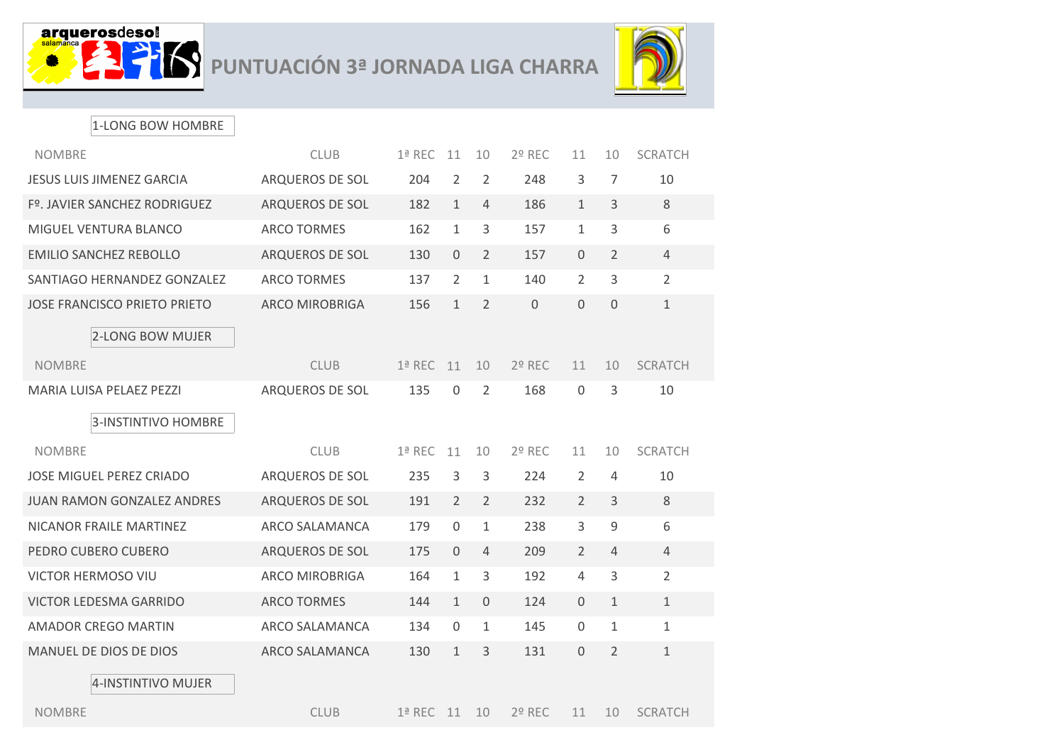# PUNTUACIÓN 3ª JORNADA LIGA CHARRA

## 1-LONG BOW HOMBRE

| NOMBRE | CLUB | 1ª REC | 11 | 10 | 2º REC | 11 | 10 | SCRATCH |
|---|---|---|---|---|---|---|---|---|
| JESUS LUIS JIMENEZ GARCIA | ARQUEROS DE SOL | 204 | 2 | 2 | 248 | 3 | 7 | 10 |
| Fº. JAVIER SANCHEZ RODRIGUEZ | ARQUEROS DE SOL | 182 | 1 | 4 | 186 | 1 | 3 | 8 |
| MIGUEL VENTURA BLANCO | ARCO TORMES | 162 | 1 | 3 | 157 | 1 | 3 | 6 |
| EMILIO SANCHEZ REBOLLO | ARQUEROS DE SOL | 130 | 0 | 2 | 157 | 0 | 2 | 4 |
| SANTIAGO HERNANDEZ GONZALEZ | ARCO TORMES | 137 | 2 | 1 | 140 | 2 | 3 | 2 |
| JOSE FRANCISCO PRIETO PRIETO | ARCO MIROBRIGA | 156 | 1 | 2 | 0 | 0 | 0 | 1 |

## 2-LONG BOW MUJER

| NOMBRE | CLUB | 1ª REC | 11 | 10 | 2º REC | 11 | 10 | SCRATCH |
|---|---|---|---|---|---|---|---|---|
| MARIA LUISA PELAEZ PEZZI | ARQUEROS DE SOL | 135 | 0 | 2 | 168 | 0 | 3 | 10 |

## 3-INSTINTIVO HOMBRE

| NOMBRE | CLUB | 1ª REC | 11 | 10 | 2º REC | 11 | 10 | SCRATCH |
|---|---|---|---|---|---|---|---|---|
| JOSE MIGUEL PEREZ CRIADO | ARQUEROS DE SOL | 235 | 3 | 3 | 224 | 2 | 4 | 10 |
| JUAN RAMON GONZALEZ ANDRES | ARQUEROS DE SOL | 191 | 2 | 2 | 232 | 2 | 3 | 8 |
| NICANOR FRAILE MARTINEZ | ARCO SALAMANCA | 179 | 0 | 1 | 238 | 3 | 9 | 6 |
| PEDRO CUBERO CUBERO | ARQUEROS DE SOL | 175 | 0 | 4 | 209 | 2 | 4 | 4 |
| VICTOR HERMOSO VIU | ARCO MIROBRIGA | 164 | 1 | 3 | 192 | 4 | 3 | 2 |
| VICTOR LEDESMA GARRIDO | ARCO TORMES | 144 | 1 | 0 | 124 | 0 | 1 | 1 |
| AMADOR CREGO MARTIN | ARCO SALAMANCA | 134 | 0 | 1 | 145 | 0 | 1 | 1 |
| MANUEL DE DIOS DE DIOS | ARCO SALAMANCA | 130 | 1 | 3 | 131 | 0 | 2 | 1 |

## 4-INSTINTIVO MUJER

| NOMBRE | CLUB | 1ª REC | 11 | 10 | 2º REC | 11 | 10 | SCRATCH |
|---|---|---|---|---|---|---|---|---|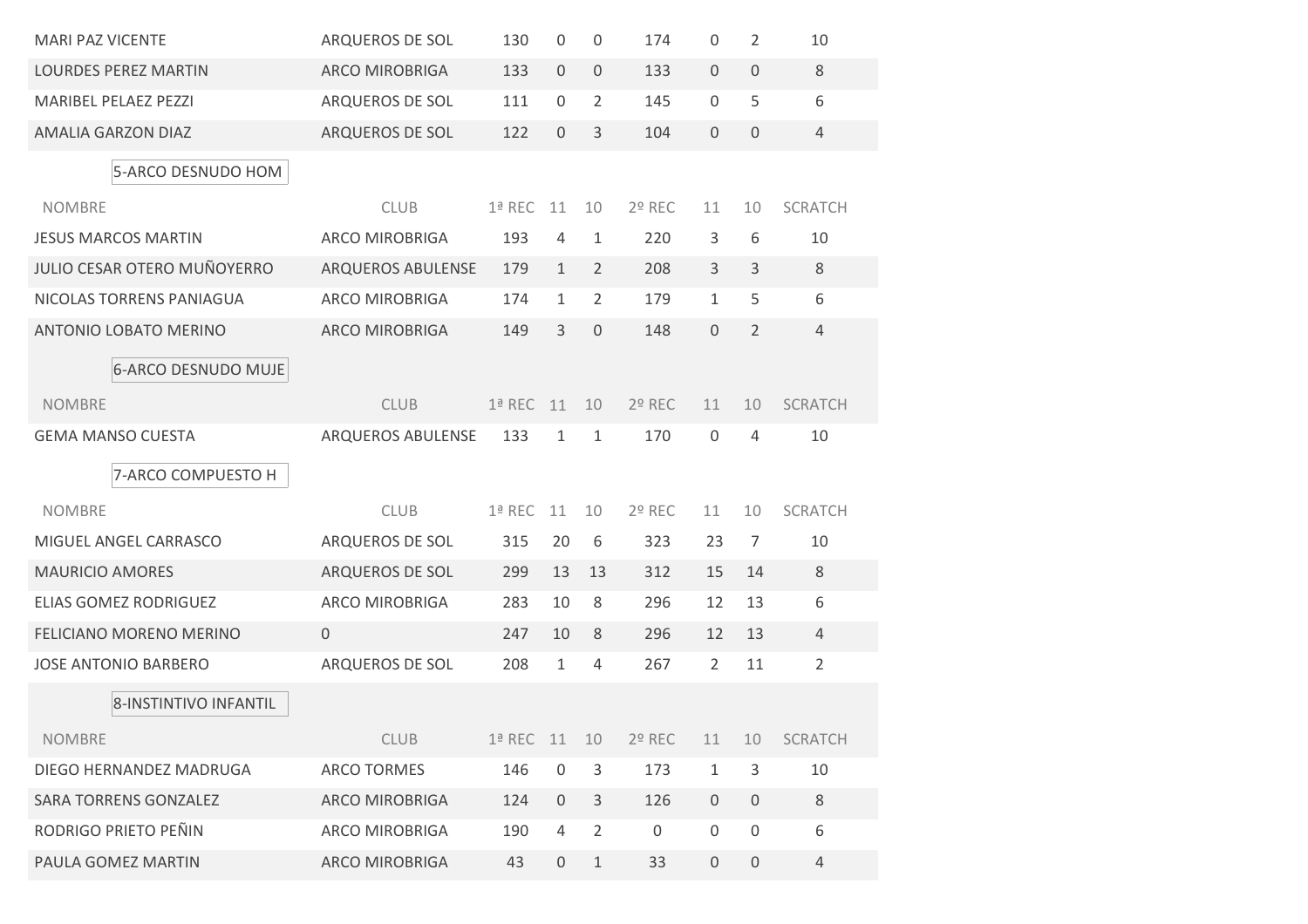| | | | | | | | | |
|---|---|---|---|---|---|---|---|---|
| MARI PAZ VICENTE | ARQUEROS DE SOL | 130 | 0 | 0 | 174 | 0 | 2 | 10 |
| LOURDES PEREZ MARTIN | ARCO MIROBRIGA | 133 | 0 | 0 | 133 | 0 | 0 | 8 |
| MARIBEL PELAEZ PEZZI | ARQUEROS DE SOL | 111 | 0 | 2 | 145 | 0 | 5 | 6 |
| AMALIA GARZON DIAZ | ARQUEROS DE SOL | 122 | 0 | 3 | 104 | 0 | 0 | 4 |

### 5-ARCO DESNUDO HOM

| NOMBRE | CLUB | 1ª REC | 11 | 10 | 2º REC | 11 | 10 | SCRATCH |
|---|---|---|---|---|---|---|---|---|
| JESUS MARCOS MARTIN | ARCO MIROBRIGA | 193 | 4 | 1 | 220 | 3 | 6 | 10 |
| JULIO CESAR OTERO MUÑOYERRO | ARQUEROS ABULENSE | 179 | 1 | 2 | 208 | 3 | 3 | 8 |
| NICOLAS TORRENS PANIAGUA | ARCO MIROBRIGA | 174 | 1 | 2 | 179 | 1 | 5 | 6 |
| ANTONIO LOBATO MERINO | ARCO MIROBRIGA | 149 | 3 | 0 | 148 | 0 | 2 | 4 |

### 6-ARCO DESNUDO MUJE

| NOMBRE | CLUB | 1ª REC | 11 | 10 | 2º REC | 11 | 10 | SCRATCH |
|---|---|---|---|---|---|---|---|---|
| GEMA MANSO CUESTA | ARQUEROS ABULENSE | 133 | 1 | 1 | 170 | 0 | 4 | 10 |

### 7-ARCO COMPUESTO H

| NOMBRE | CLUB | 1ª REC | 11 | 10 | 2º REC | 11 | 10 | SCRATCH |
|---|---|---|---|---|---|---|---|---|
| MIGUEL ANGEL CARRASCO | ARQUEROS DE SOL | 315 | 20 | 6 | 323 | 23 | 7 | 10 |
| MAURICIO AMORES | ARQUEROS DE SOL | 299 | 13 | 13 | 312 | 15 | 14 | 8 |
| ELIAS GOMEZ RODRIGUEZ | ARCO MIROBRIGA | 283 | 10 | 8 | 296 | 12 | 13 | 6 |
| FELICIANO MORENO MERINO | 0 | 247 | 10 | 8 | 296 | 12 | 13 | 4 |
| JOSE ANTONIO BARBERO | ARQUEROS DE SOL | 208 | 1 | 4 | 267 | 2 | 11 | 2 |

### 8-INSTINTIVO INFANTIL

| NOMBRE | CLUB | 1ª REC | 11 | 10 | 2º REC | 11 | 10 | SCRATCH |
|---|---|---|---|---|---|---|---|---|
| DIEGO HERNANDEZ MADRUGA | ARCO TORMES | 146 | 0 | 3 | 173 | 1 | 3 | 10 |
| SARA TORRENS GONZALEZ | ARCO MIROBRIGA | 124 | 0 | 3 | 126 | 0 | 0 | 8 |
| RODRIGO PRIETO PEÑIN | ARCO MIROBRIGA | 190 | 4 | 2 | 0 | 0 | 0 | 6 |
| PAULA GOMEZ MARTIN | ARCO MIROBRIGA | 43 | 0 | 1 | 33 | 0 | 0 | 4 |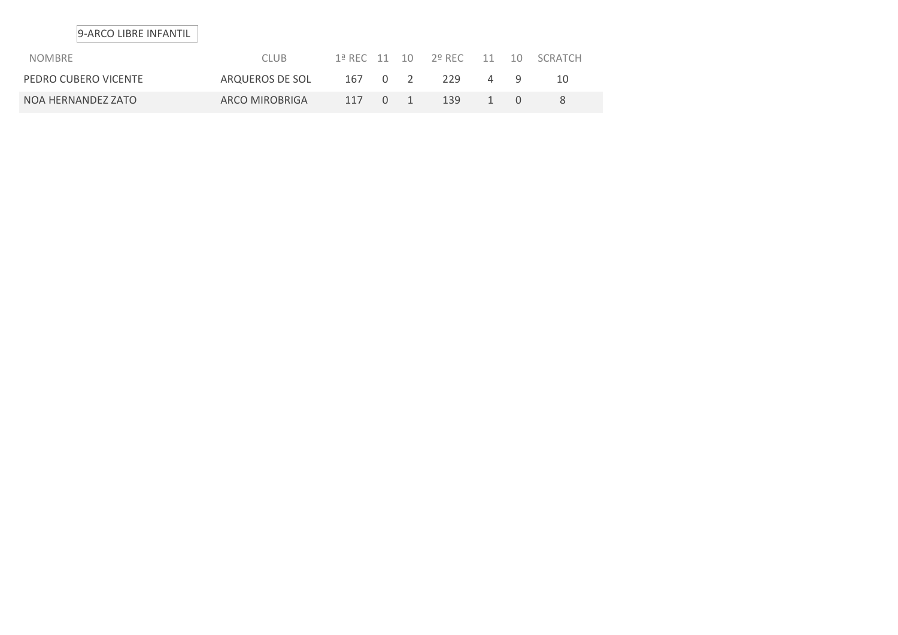9-ARCO LIBRE INFANTIL

| NOMBRE | CLUB | 1ª REC | 11 | 10 | 2º REC | 11 | 10 | SCRATCH |
|---|---|---|---|---|---|---|---|---|
| PEDRO CUBERO VICENTE | ARQUEROS DE SOL | 167 | 0 | 2 | 229 | 4 | 9 | 10 |
| NOA HERNANDEZ ZATO | ARCO MIROBRIGA | 117 | 0 | 1 | 139 | 1 | 0 | 8 |